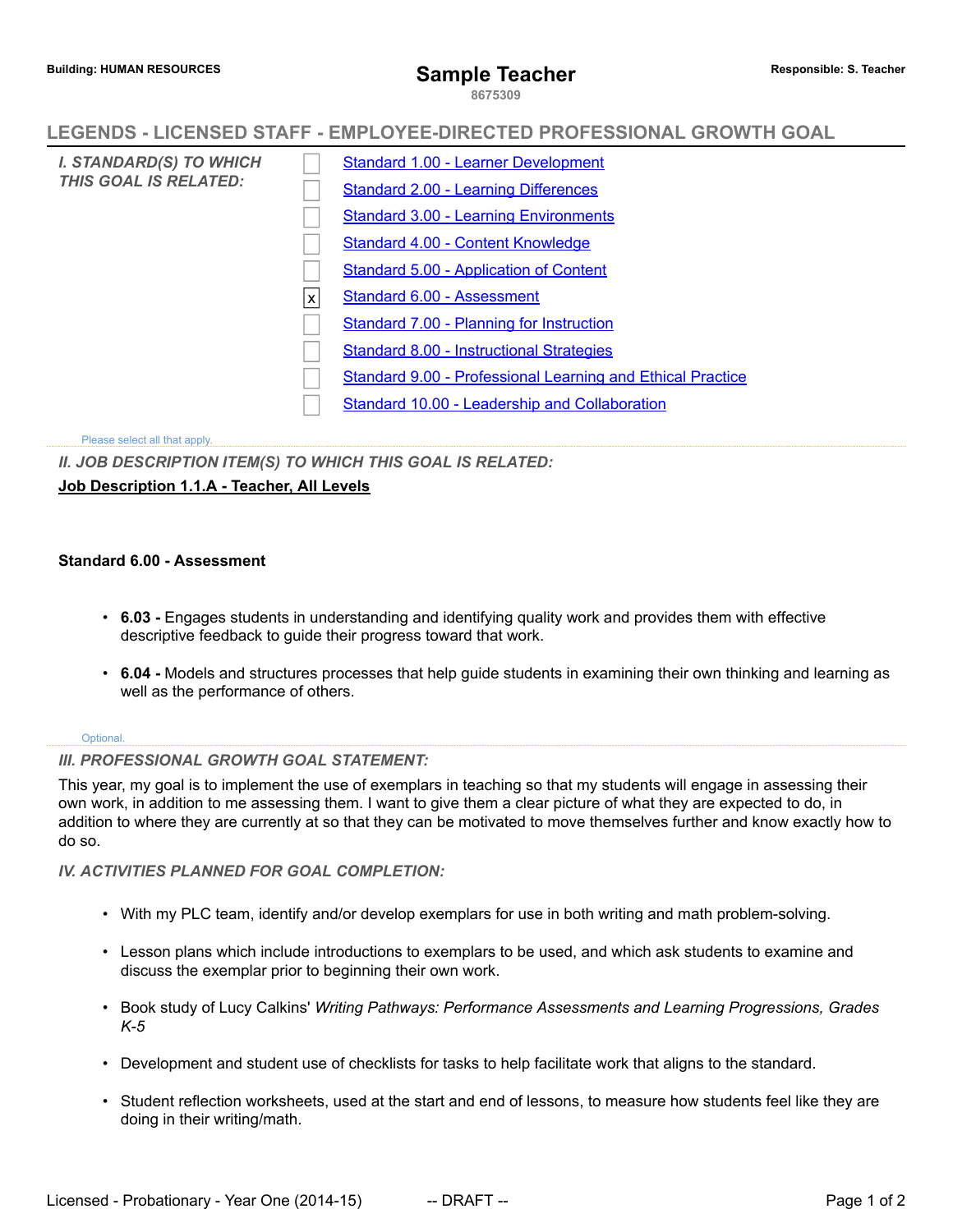Building: HUMAN RESOURCES

# Sample Teacher

8675309

Responsible: S. Teacher

## LEGENDS - LICENSED STAFF - EMPLOYEE-DIRECTED PROFESSIONAL GROWTH GOAL

*I. STANDARD(S) TO WHICH THIS GOAL IS RELATED:*

- [ ] Standard 1.00 - Learner Development
- [ ] Standard 2.00 - Learning Differences
- [ ] Standard 3.00 - Learning Environments
- [ ] Standard 4.00 - Content Knowledge
- [ ] Standard 5.00 - Application of Content
- [x] Standard 6.00 - Assessment
- [ ] Standard 7.00 - Planning for Instruction
- [ ] Standard 8.00 - Instructional Strategies
- [ ] Standard 9.00 - Professional Learning and Ethical Practice
- [ ] Standard 10.00 - Leadership and Collaboration

Please select all that apply.

*II. JOB DESCRIPTION ITEM(S) TO WHICH THIS GOAL IS RELATED:*

**Job Description 1.1.A - Teacher, All Levels**

**Standard 6.00 - Assessment**

- **6.03 -** Engages students in understanding and identifying quality work and provides them with effective descriptive feedback to guide their progress toward that work.
- **6.04 -** Models and structures processes that help guide students in examining their own thinking and learning as well as the performance of others.

Optional.

*III. PROFESSIONAL GROWTH GOAL STATEMENT:*

This year, my goal is to implement the use of exemplars in teaching so that my students will engage in assessing their own work, in addition to me assessing them. I want to give them a clear picture of what they are expected to do, in addition to where they are currently at so that they can be motivated to move themselves further and know exactly how to do so.

*IV. ACTIVITIES PLANNED FOR GOAL COMPLETION:*

- With my PLC team, identify and/or develop exemplars for use in both writing and math problem-solving.
- Lesson plans which include introductions to exemplars to be used, and which ask students to examine and discuss the exemplar prior to beginning their own work.
- Book study of Lucy Calkins' *Writing Pathways: Performance Assessments and Learning Progressions, Grades K-5*
- Development and student use of checklists for tasks to help facilitate work that aligns to the standard.
- Student reflection worksheets, used at the start and end of lessons, to measure how students feel like they are doing in their writing/math.

Licensed - Probationary - Year One (2014-15) -- DRAFT --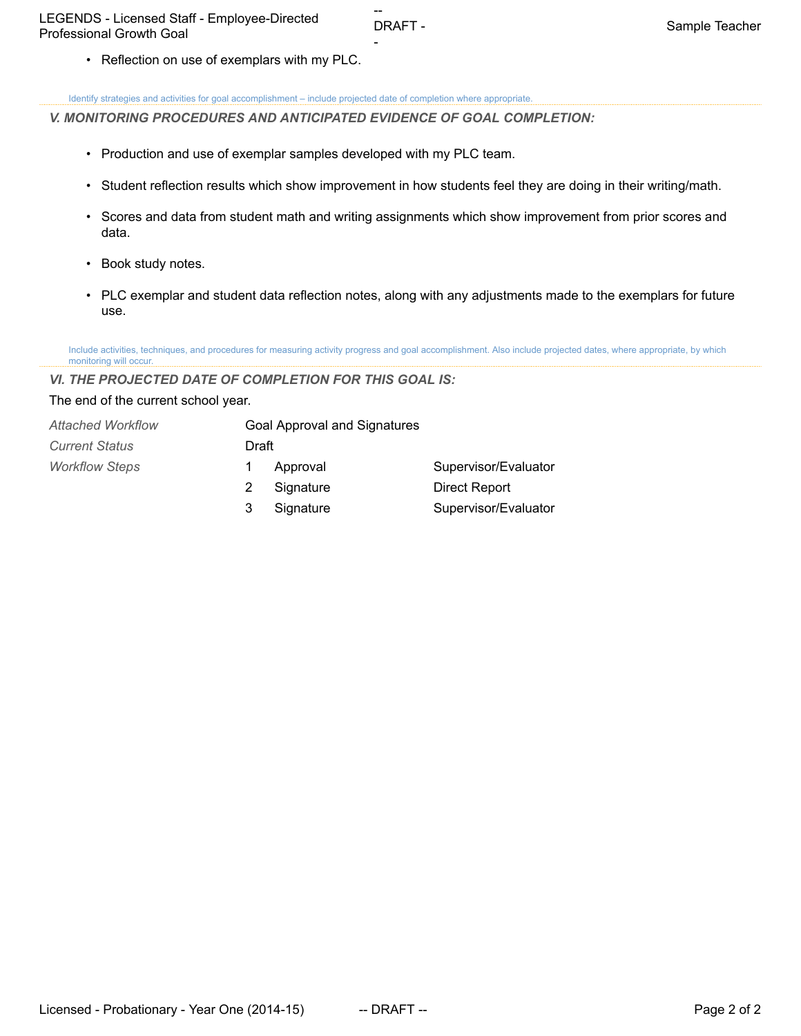- Reflection on use of exemplars with my PLC.

Identify strategies and activities for goal accomplishment – include projected date of completion where appropriate.

### *V. MONITORING PROCEDURES AND ANTICIPATED EVIDENCE OF GOAL COMPLETION:*

- Production and use of exemplar samples developed with my PLC team.
- Student reflection results which show improvement in how students feel they are doing in their writing/math.
- Scores and data from student math and writing assignments which show improvement from prior scores and data.
- Book study notes.
- PLC exemplar and student data reflection notes, along with any adjustments made to the exemplars for future use.

Include activities, techniques, and procedures for measuring activity progress and goal accomplishment. Also include projected dates, where appropriate, by which monitoring will occur.

### *VI. THE PROJECTED DATE OF COMPLETION FOR THIS GOAL IS:*

The end of the current school year.

| | | | |
|---|---|---|---|
| *Attached Workflow* | Goal Approval and Signatures | | |
| *Current Status* | Draft | | |
| *Workflow Steps* | 1 | Approval | Supervisor/Evaluator |
| | 2 | Signature | Direct Report |
| | 3 | Signature | Supervisor/Evaluator |